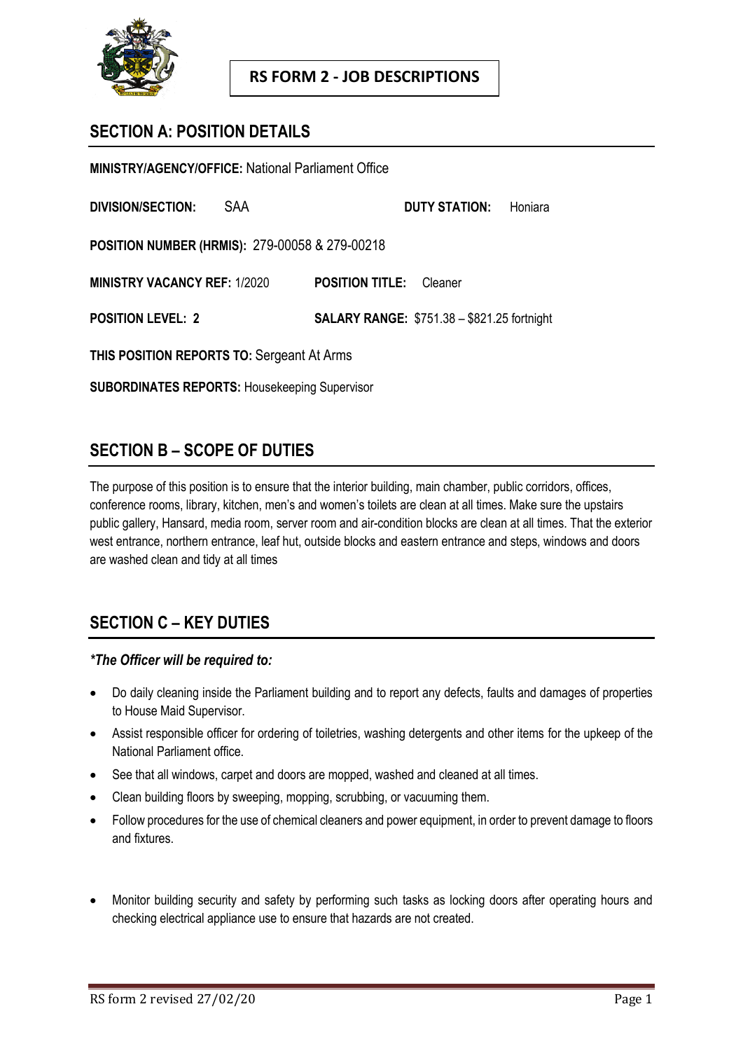# RS FORM 2 - JOB DESCRIPTIONS

## SECTION A: POSITION DETAILS

**MINISTRY/AGENCY/OFFICE:** National Parliament Office

**DIVISION/SECTION:** SAA **DUTY STATION:** Honiara

**POSITION NUMBER (HRMIS):** 279-00058 & 279-00218

**MINISTRY VACANCY REF:** 1/2020 **POSITION TITLE:** Cleaner

**POSITION LEVEL: 2** **SALARY RANGE:** $751.38 – $821.25 fortnight

**THIS POSITION REPORTS TO:** Sergeant At Arms

**SUBORDINATES REPORTS:** Housekeeping Supervisor

## SECTION B – SCOPE OF DUTIES

The purpose of this position is to ensure that the interior building, main chamber, public corridors, offices, conference rooms, library, kitchen, men's and women's toilets are clean at all times. Make sure the upstairs public gallery, Hansard, media room, server room and air-condition blocks are clean at all times. That the exterior west entrance, northern entrance, leaf hut, outside blocks and eastern entrance and steps, windows and doors are washed clean and tidy at all times

## SECTION C – KEY DUTIES

***The Officer will be required to:***

- Do daily cleaning inside the Parliament building and to report any defects, faults and damages of properties to House Maid Supervisor.
- Assist responsible officer for ordering of toiletries, washing detergents and other items for the upkeep of the National Parliament office.
- See that all windows, carpet and doors are mopped, washed and cleaned at all times.
- Clean building floors by sweeping, mopping, scrubbing, or vacuuming them.
- Follow procedures for the use of chemical cleaners and power equipment, in order to prevent damage to floors and fixtures.
- Monitor building security and safety by performing such tasks as locking doors after operating hours and checking electrical appliance use to ensure that hazards are not created.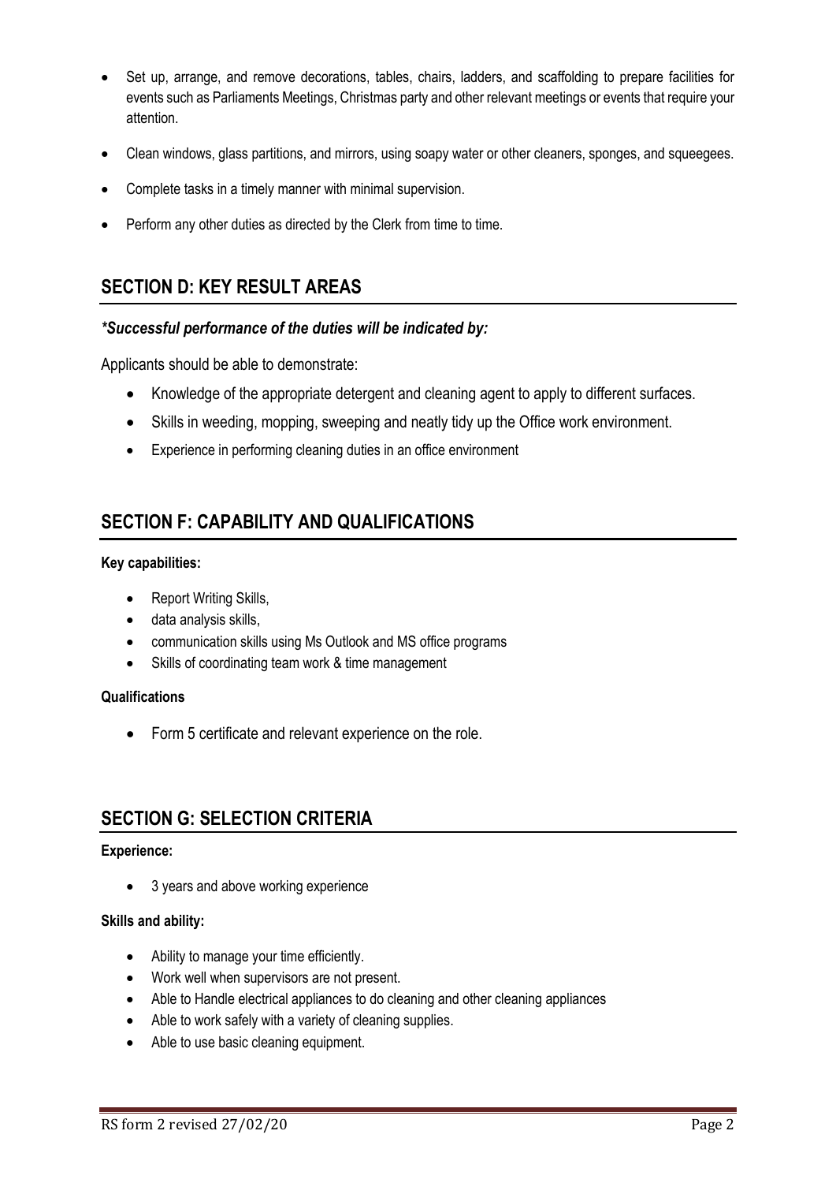- Set up, arrange, and remove decorations, tables, chairs, ladders, and scaffolding to prepare facilities for events such as Parliaments Meetings, Christmas party and other relevant meetings or events that require your attention.
- Clean windows, glass partitions, and mirrors, using soapy water or other cleaners, sponges, and squeegees.
- Complete tasks in a timely manner with minimal supervision.
- Perform any other duties as directed by the Clerk from time to time.

## SECTION D: KEY RESULT AREAS

***Successful performance of the duties will be indicated by:***

Applicants should be able to demonstrate:

- Knowledge of the appropriate detergent and cleaning agent to apply to different surfaces.
- Skills in weeding, mopping, sweeping and neatly tidy up the Office work environment.
- Experience in performing cleaning duties in an office environment

## SECTION F: CAPABILITY AND QUALIFICATIONS

**Key capabilities:**

- Report Writing Skills,
- data analysis skills,
- communication skills using Ms Outlook and MS office programs
- Skills of coordinating team work & time management

**Qualifications**

- Form 5 certificate and relevant experience on the role.

## SECTION G: SELECTION CRITERIA

**Experience:**

- 3 years and above working experience

**Skills and ability:**

- Ability to manage your time efficiently.
- Work well when supervisors are not present.
- Able to Handle electrical appliances to do cleaning and other cleaning appliances
- Able to work safely with a variety of cleaning supplies.
- Able to use basic cleaning equipment.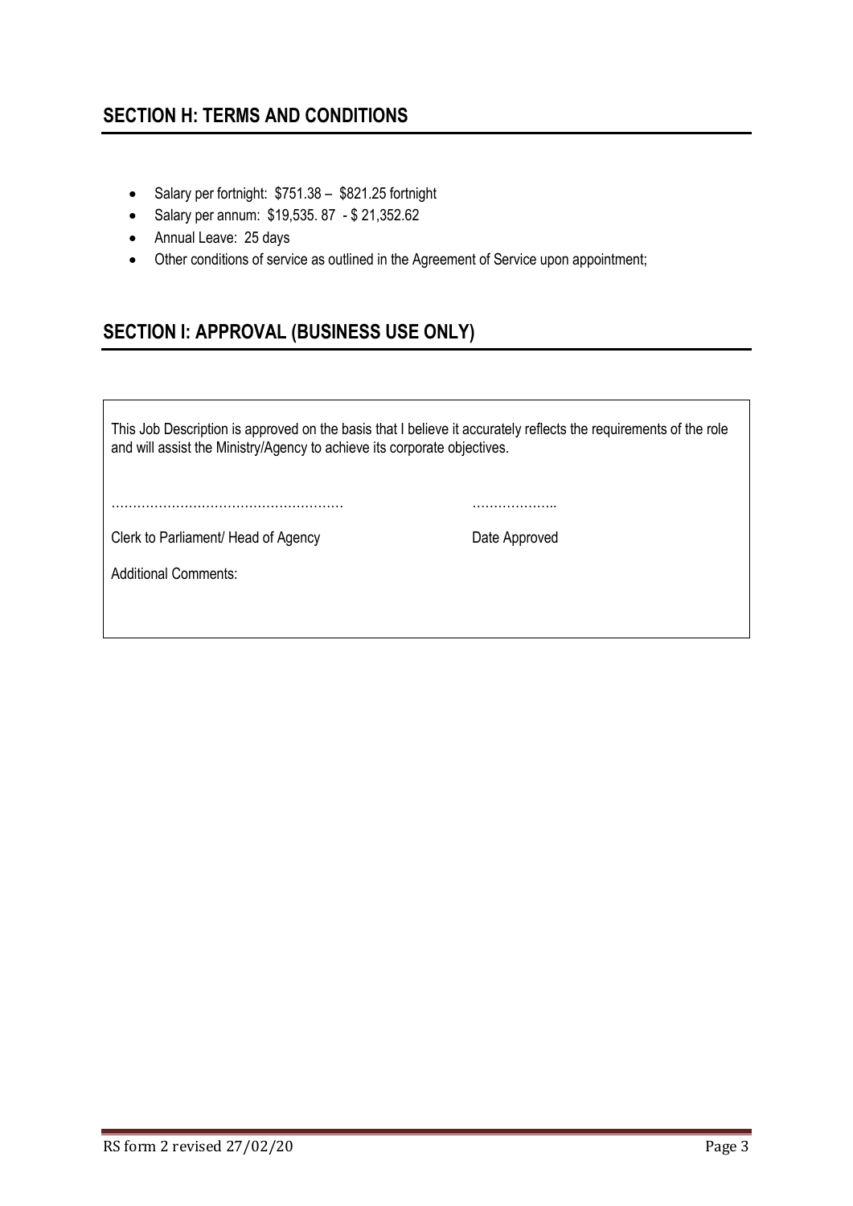## SECTION H: TERMS AND CONDITIONS

- Salary per fortnight: $751.38 – $821.25 fortnight
- Salary per annum: $19,535. 87 - $ 21,352.62
- Annual Leave: 25 days
- Other conditions of service as outlined in the Agreement of Service upon appointment;

## SECTION I: APPROVAL (BUSINESS USE ONLY)

This Job Description is approved on the basis that I believe it accurately reflects the requirements of the role and will assist the Ministry/Agency to achieve its corporate objectives.

……………………………………………… ………………..

Clerk to Parliament/ Head of Agency Date Approved

Additional Comments: